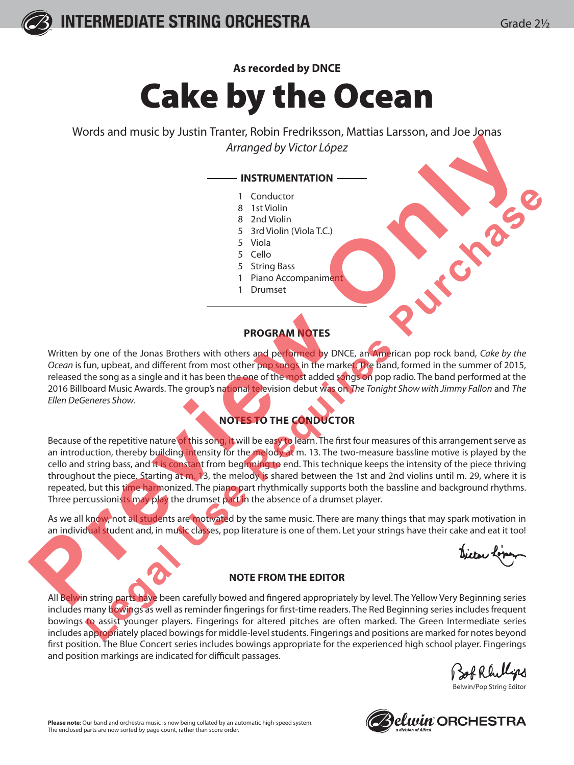INTERMEDIATE STRING ORCHESTRA

Grade 2½

**As recorded by DNCE**

# Cake by the Ocean

Words and music by Justin Tranter, Robin Fredriksson, Mattias Larsson, and Joe Jonas

*Arranged by Victor López*

## INSTRUMENTATION

- 1 Conductor
- 8 1st Violin
- 8 2nd Violin
- 5 3rd Violin (Viola T.C.)
- 5 Viola
- 5 Cello
- 5 String Bass
- 1 Piano Accompaniment
- 1 Drumset

## PROGRAM NOTES

Written by one of the Jonas Brothers with others and performed by DNCE, an American pop rock band, *Cake by the Ocean* is fun, upbeat, and different from most other pop songs in the market. The band, formed in the summer of 2015, released the song as a single and it has been the one of the most added songs on pop radio. The band performed at the 2016 Billboard Music Awards. The group's national television debut was on *The Tonight Show with Jimmy Fallon* and *The Ellen DeGeneres Show*.

## NOTES TO THE CONDUCTOR

Because of the repetitive nature of this song, it will be easy to learn. The first four measures of this arrangement serve as an introduction, thereby building intensity for the melody at m. 13. The two-measure bassline motive is played by the cello and string bass, and it is constant from beginning to end. This technique keeps the intensity of the piece thriving throughout the piece. Starting at m. 13, the melody is shared between the 1st and 2nd violins until m. 29, where it is repeated, but this time harmonized. The piano part rhythmically supports both the bassline and background rhythms. Three percussionists may play the drumset part in the absence of a drumset player.

As we all know, not all students are motivated by the same music. There are many things that may spark motivation in an individual student and, in music classes, pop literature is one of them. Let your strings have their cake and eat it too!

Victor López

## NOTE FROM THE EDITOR

All Belwin string parts have been carefully bowed and fingered appropriately by level. The Yellow Very Beginning series includes many bowings as well as reminder fingerings for first-time readers. The Red Beginning series includes frequent bowings to assist younger players. Fingerings for altered pitches are often marked. The Green Intermediate series includes appropriately placed bowings for middle-level students. Fingerings and positions are marked for notes beyond first position. The Blue Concert series includes bowings appropriate for the experienced high school player. Fingerings and position markings are indicated for difficult passages.

Bob Phillips

Belwin/Pop String Editor

**Please note**: Our band and orchestra music is now being collated by an automatic high-speed system. The enclosed parts are now sorted by page count, rather than score order.

Belwin ORCHESTRA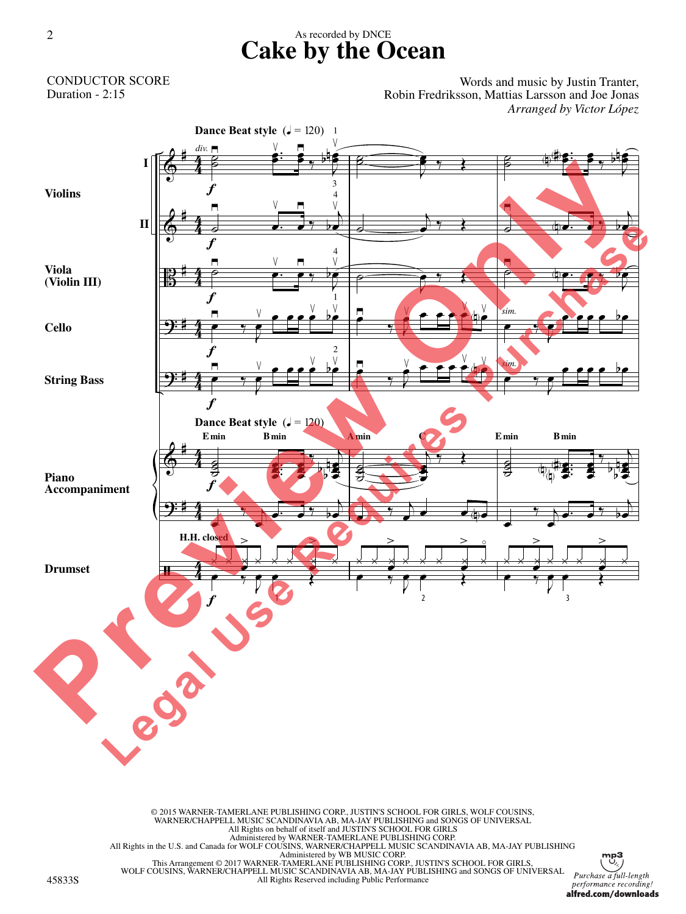As recorded by DNCE

# Cake by the Ocean

CONDUCTOR SCORE
Duration - 2:15

Words and music by Justin Tranter, Robin Fredriksson, Mattias Larsson and Joe Jonas
*Arranged by Victor López*

**Dance Beat style** (♩ = 120)

Violins I, II
Viola (Violin III)
Cello
String Bass

Piano Accompaniment

E min  B min  A min  C  E min  B min

Drumset

H.H. closed

© 2015 WARNER-TAMERLANE PUBLISHING CORP., JUSTIN'S SCHOOL FOR GIRLS, WOLF COUSINS, WARNER/CHAPPELL MUSIC SCANDINAVIA AB, MA-JAY PUBLISHING and SONGS OF UNIVERSAL
All Rights on behalf of itself and JUSTIN'S SCHOOL FOR GIRLS
Administered by WARNER-TAMERLANE PUBLISHING CORP.
All Rights in the U.S. and Canada for WOLF COUSINS, WARNER/CHAPPELL MUSIC SCANDINAVIA AB, MA-JAY PUBLISHING
Administered by WB MUSIC CORP.
This Arrangement © 2017 WARNER-TAMERLANE PUBLISHING CORP., JUSTIN'S SCHOOL FOR GIRLS, WOLF COUSINS, WARNER/CHAPPELL MUSIC SCANDINAVIA AB, MA-JAY PUBLISHING and SONGS OF UNIVERSAL
All Rights Reserved including Public Performance

45833S

*Purchase a full-length performance recording!*
**alfred.com/downloads**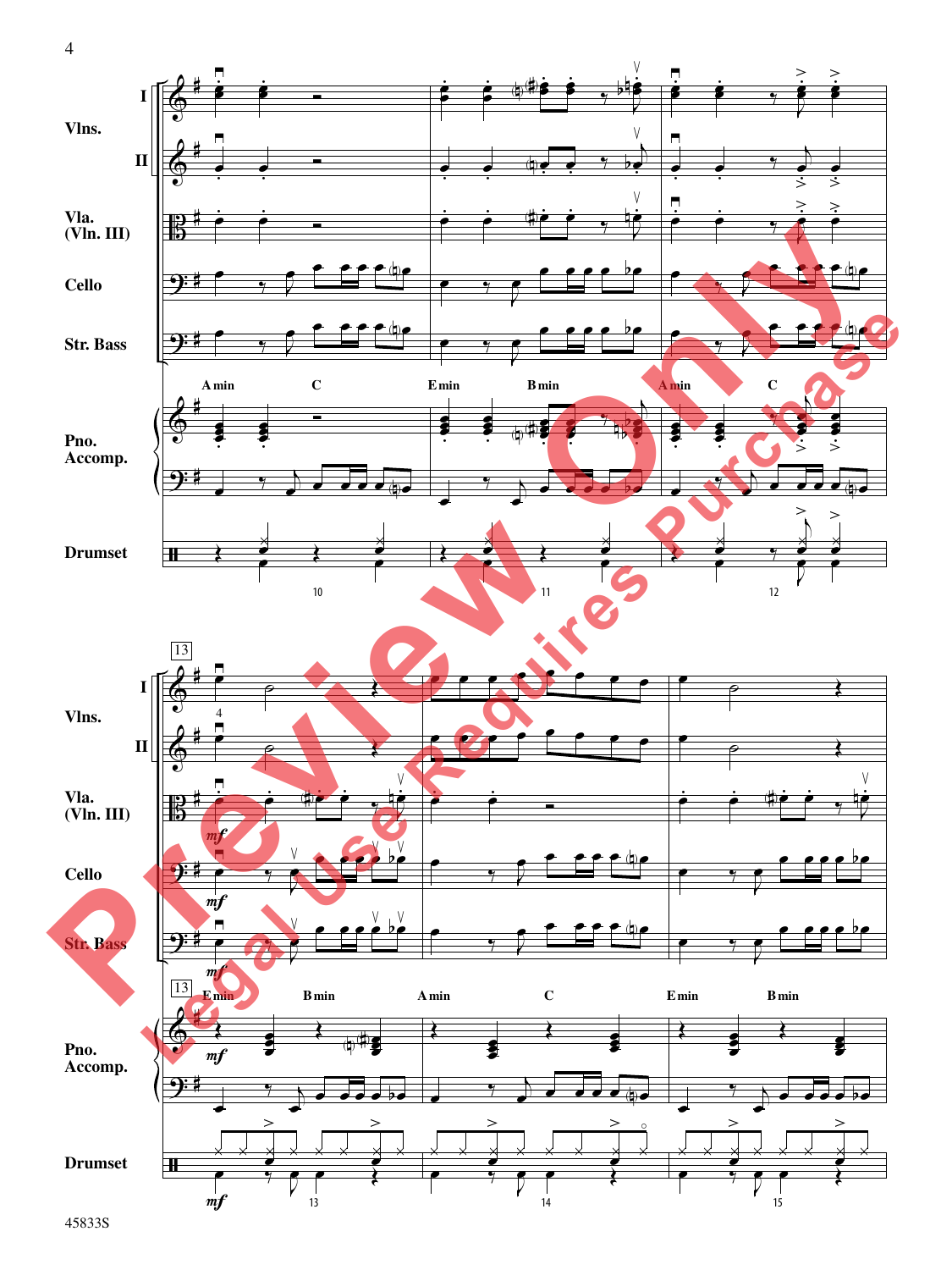Vlns. I

Vlns. II

Vla. (Vln. III)

Cello

Str. Bass

Pno. Accomp.

A min | C | E min | B min | A min | C

Drumset

10 | 11 | 12

13

E min | B min | A min | C | E min | B min

*mf*

13 | 14 | 15

Preview Only

Legal Use Requires Purchase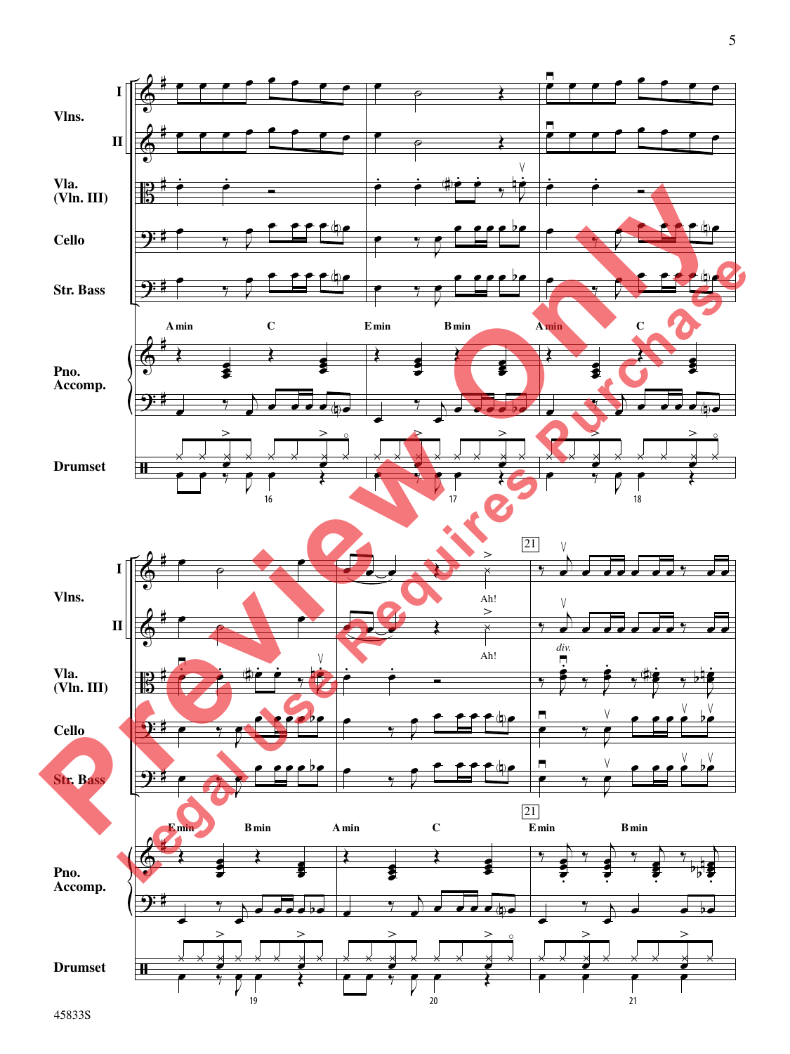Vlns. I

Vlns. II

Vla. (Vln. III)

Cello

Str. Bass

Pno. Accomp.

A min C | E min B min | A min C

Drumset

16 17 18

Vlns. I — Ah!

Vlns. II — Ah!

Vla. (Vln. III) — *div.*

Cello

Str. Bass

Pno. Accomp.

E min B min | A min C | 21 E min B min

Drumset

19 20 21

Preview Only

Legal Use Requires Purchase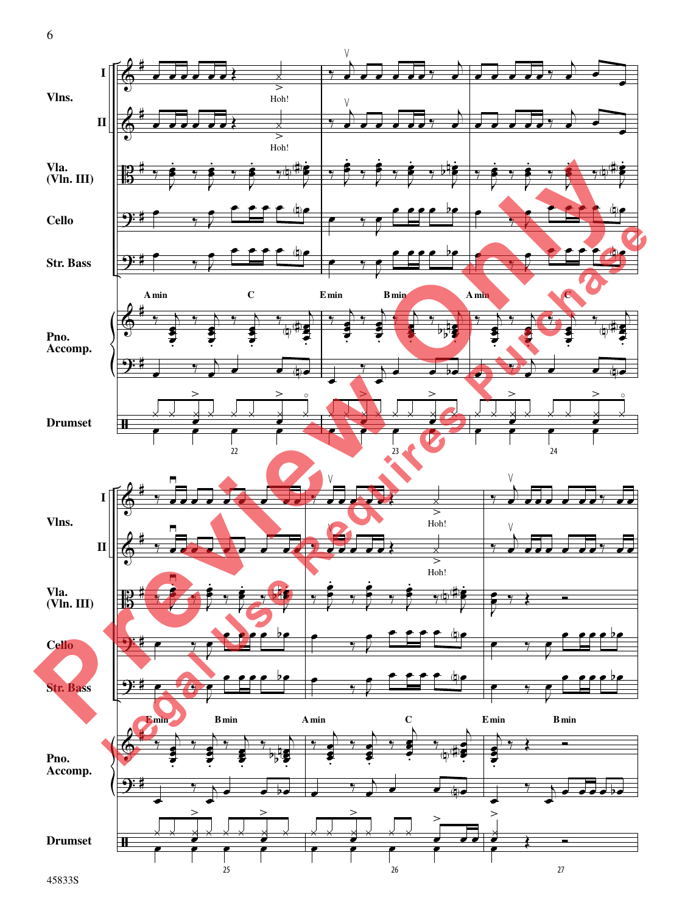Vlns. I

Vlns. II

Hoh!

Vla. (Vln. III)

Cello

Str. Bass

A min C E min B min A min C

Pno. Accomp.

Drumset

22 23 24

Hoh!

Hoh!

E min B min A min C E min B min

25 26 27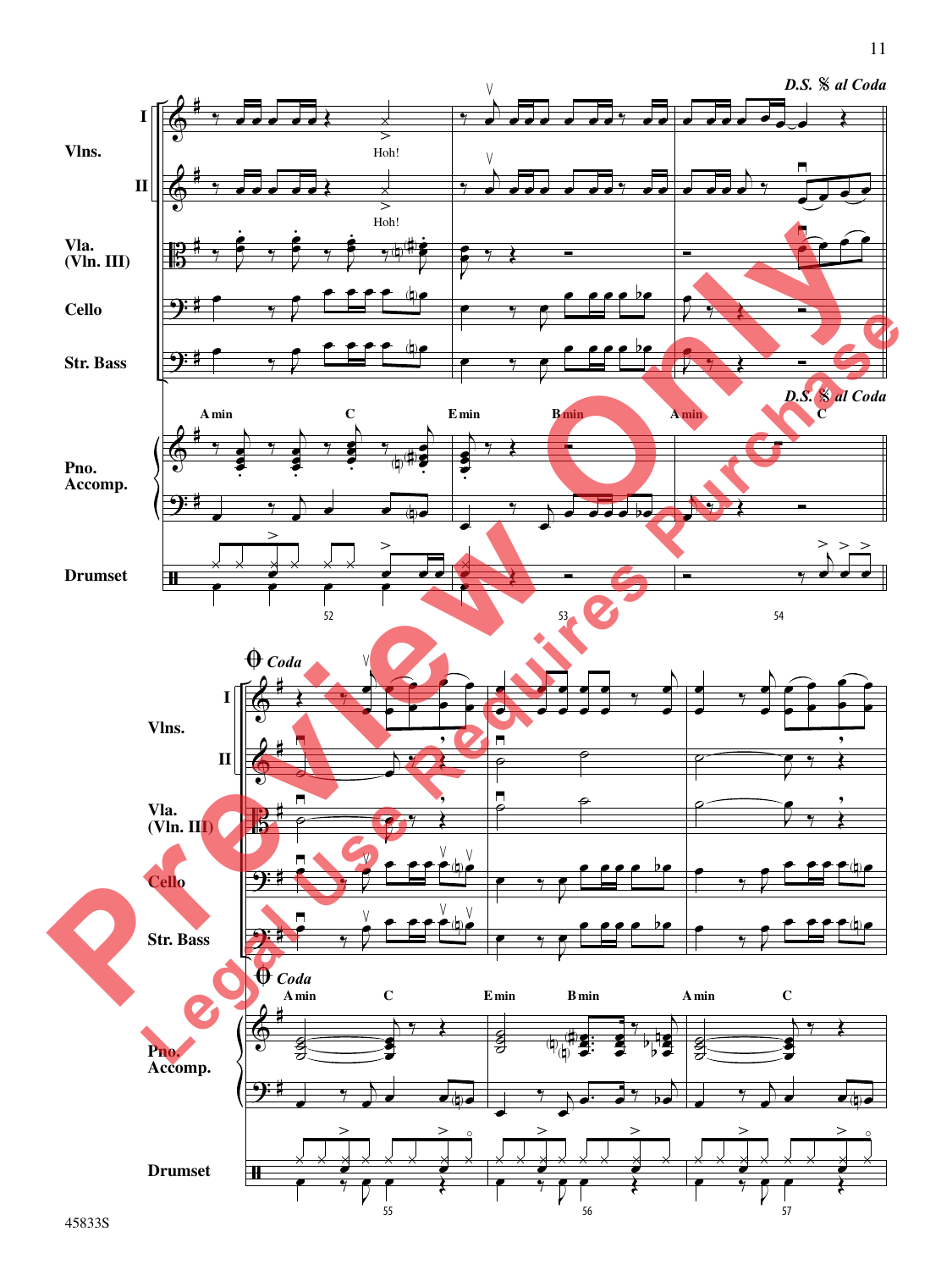**D.S. 𝄋 al Coda**

Vlns. I, II — Hoh!

Vla. (Vln. III)

Cello

Str. Bass

**D.S. 𝄋 al Coda**

Pno. Accomp. — A min, C, E min, B min, A min, C

Drumset

52 53 54

**𝄌 *Coda***

Vlns. I, II

Vla. (Vln. III)

Cello

Str. Bass

**𝄌 *Coda***

Pno. Accomp. — A min, C, E min, B min, A min, C

Drumset

55 56 57

45833S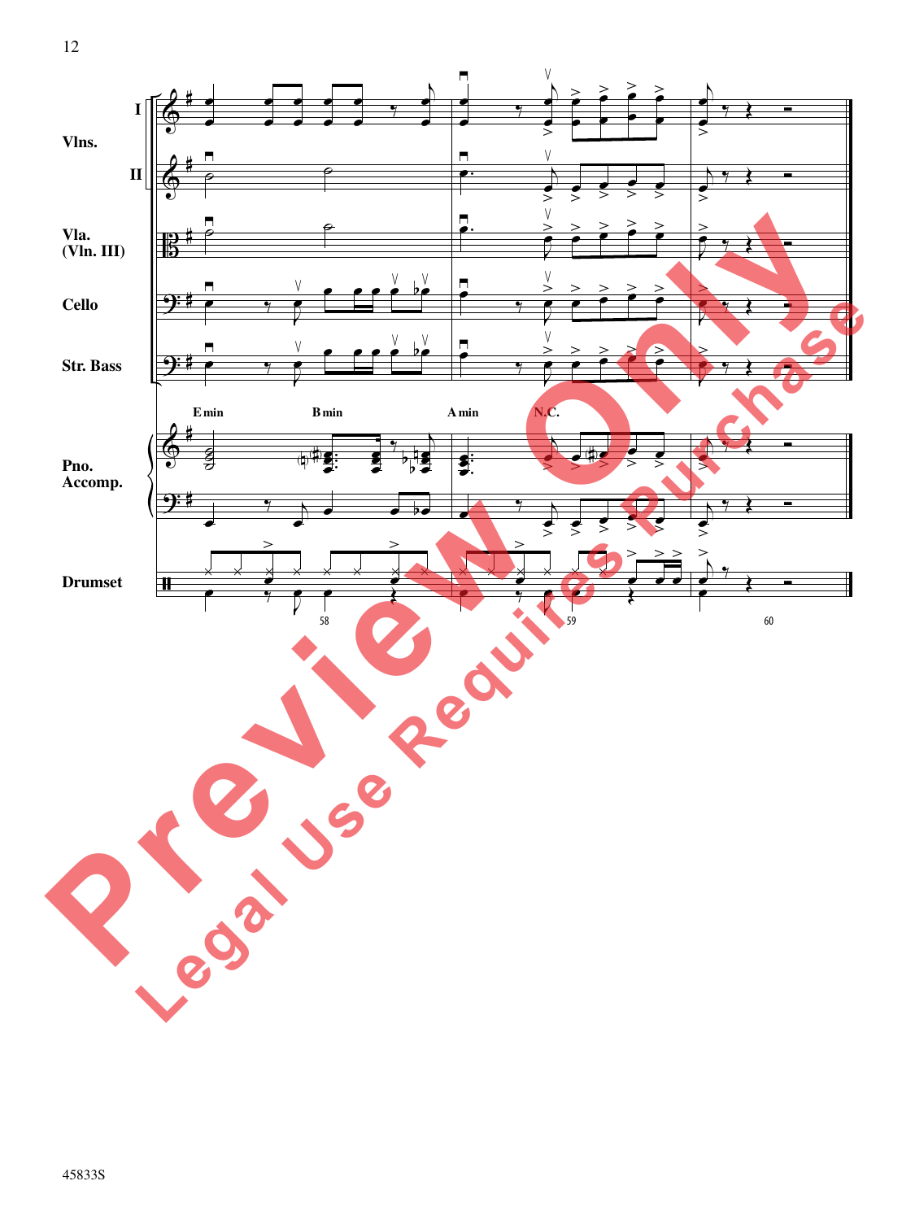Vlns. I

II

Vla. (Vln. III)

Cello

Str. Bass

E min B min A min N.C.

Pno. Accomp.

Drumset

58 59 60

Preview Only

Legal Use Requires Purchase

45833S